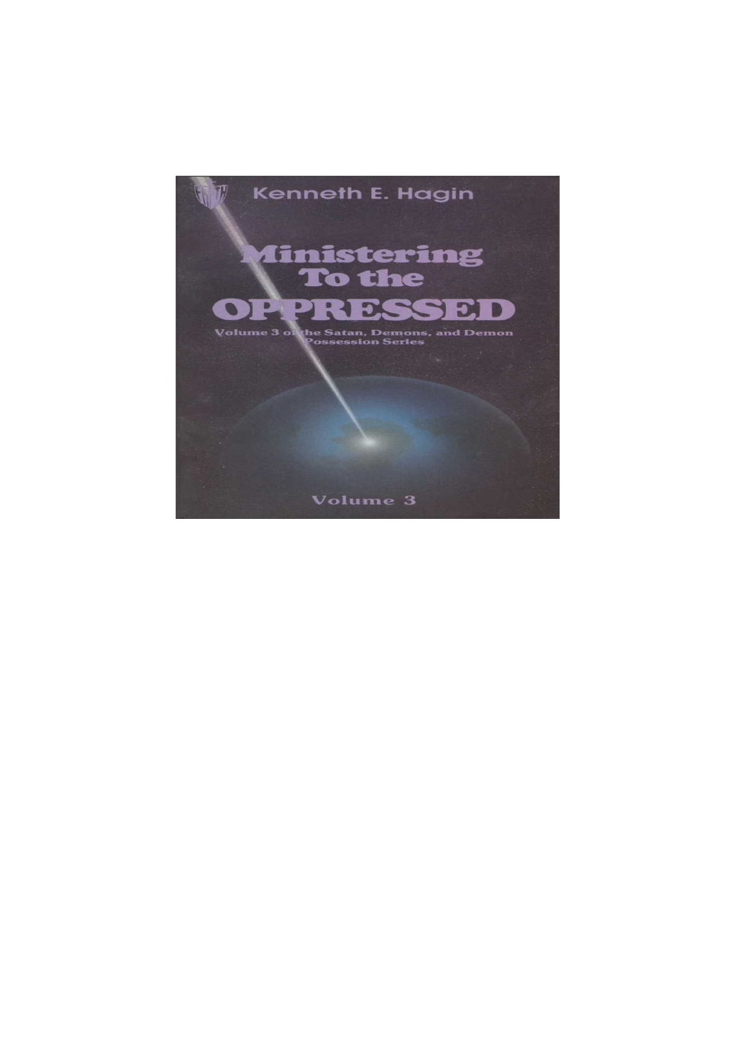Kenneth E. Hagin

# Ministering To the OPPRESSED

Volume 3 of the Satan, Demons, and Demon Possession Series

Volume 3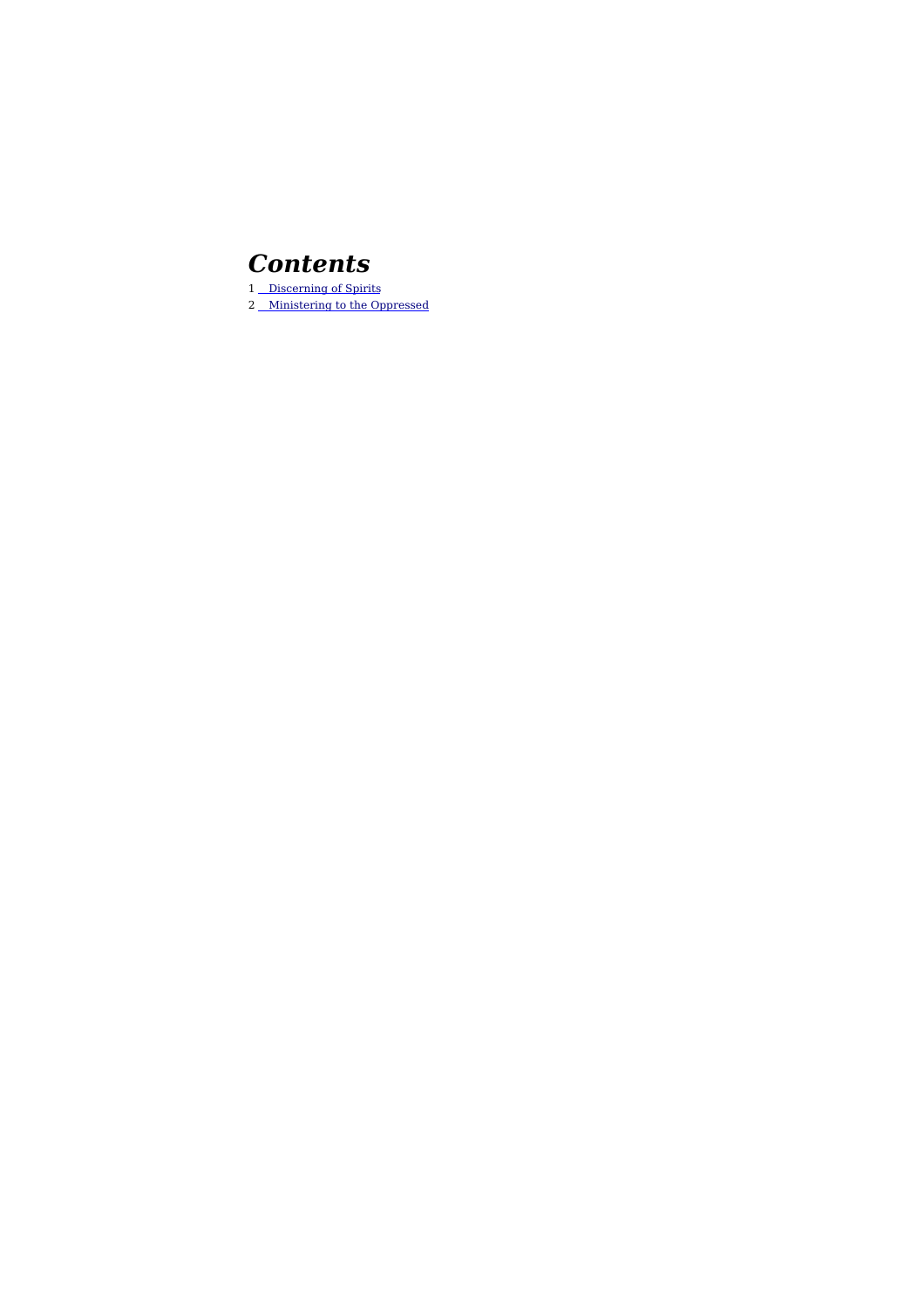# *Contents*

1 Discerning of Spirits

2 Ministering to the Oppressed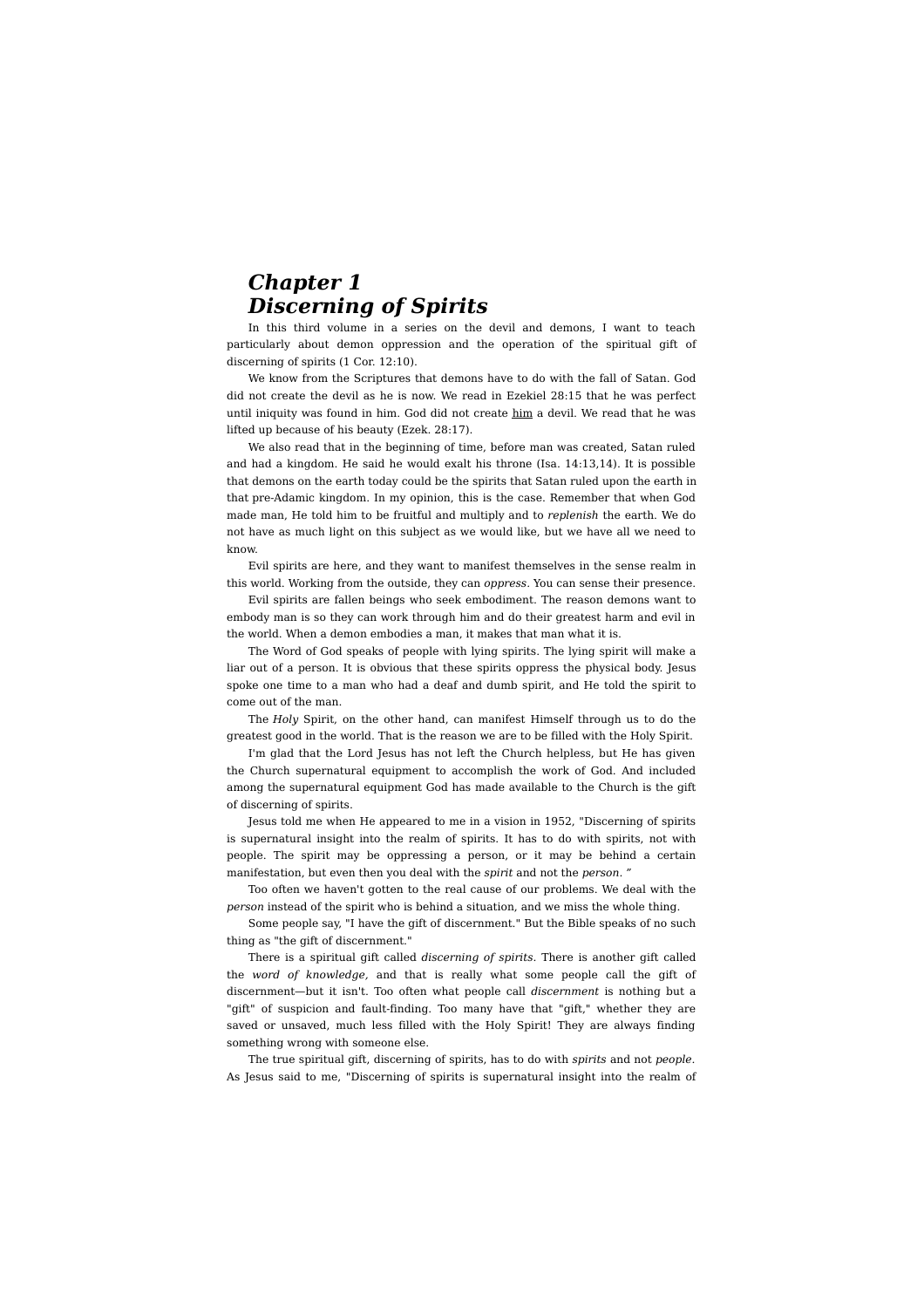# *Chapter 1*
# *Discerning of Spirits*

In this third volume in a series on the devil and demons, I want to teach particularly about demon oppression and the operation of the spiritual gift of discerning of spirits (1 Cor. 12:10).

We know from the Scriptures that demons have to do with the fall of Satan. God did not create the devil as he is now. We read in Ezekiel 28:15 that he was perfect until iniquity was found in him. God did not create <u>him</u> a devil. We read that he was lifted up because of his beauty (Ezek. 28:17).

We also read that in the beginning of time, before man was created, Satan ruled and had a kingdom. He said he would exalt his throne (Isa. 14:13,14). It is possible that demons on the earth today could be the spirits that Satan ruled upon the earth in that pre-Adamic kingdom. In my opinion, this is the case. Remember that when God made man, He told him to be fruitful and multiply and to *replenish* the earth. We do not have as much light on this subject as we would like, but we have all we need to know.

Evil spirits are here, and they want to manifest themselves in the sense realm in this world. Working from the outside, they can *oppress*. You can sense their presence.

Evil spirits are fallen beings who seek embodiment. The reason demons want to embody man is so they can work through him and do their greatest harm and evil in the world. When a demon embodies a man, it makes that man what it is.

The Word of God speaks of people with lying spirits. The lying spirit will make a liar out of a person. It is obvious that these spirits oppress the physical body. Jesus spoke one time to a man who had a deaf and dumb spirit, and He told the spirit to come out of the man.

The *Holy* Spirit, on the other hand, can manifest Himself through us to do the greatest good in the world. That is the reason we are to be filled with the Holy Spirit.

I'm glad that the Lord Jesus has not left the Church helpless, but He has given the Church supernatural equipment to accomplish the work of God. And included among the supernatural equipment God has made available to the Church is the gift of discerning of spirits.

Jesus told me when He appeared to me in a vision in 1952, "Discerning of spirits is supernatural insight into the realm of spirits. It has to do with spirits, not with people. The spirit may be oppressing a person, or it may be behind a certain manifestation, but even then you deal with the *spirit* and not the *person*."

Too often we haven't gotten to the real cause of our problems. We deal with the *person* instead of the spirit who is behind a situation, and we miss the whole thing.

Some people say, "I have the gift of discernment." But the Bible speaks of no such thing as "the gift of discernment."

There is a spiritual gift called *discerning of spirits*. There is another gift called the *word of knowledge,* and that is really what some people call the gift of discernment—but it isn't. Too often what people call *discernment* is nothing but a "gift" of suspicion and fault-finding. Too many have that "gift," whether they are saved or unsaved, much less filled with the Holy Spirit! They are always finding something wrong with someone else.

The true spiritual gift, discerning of spirits, has to do with *spirits* and not *people*. As Jesus said to me, "Discerning of spirits is supernatural insight into the realm of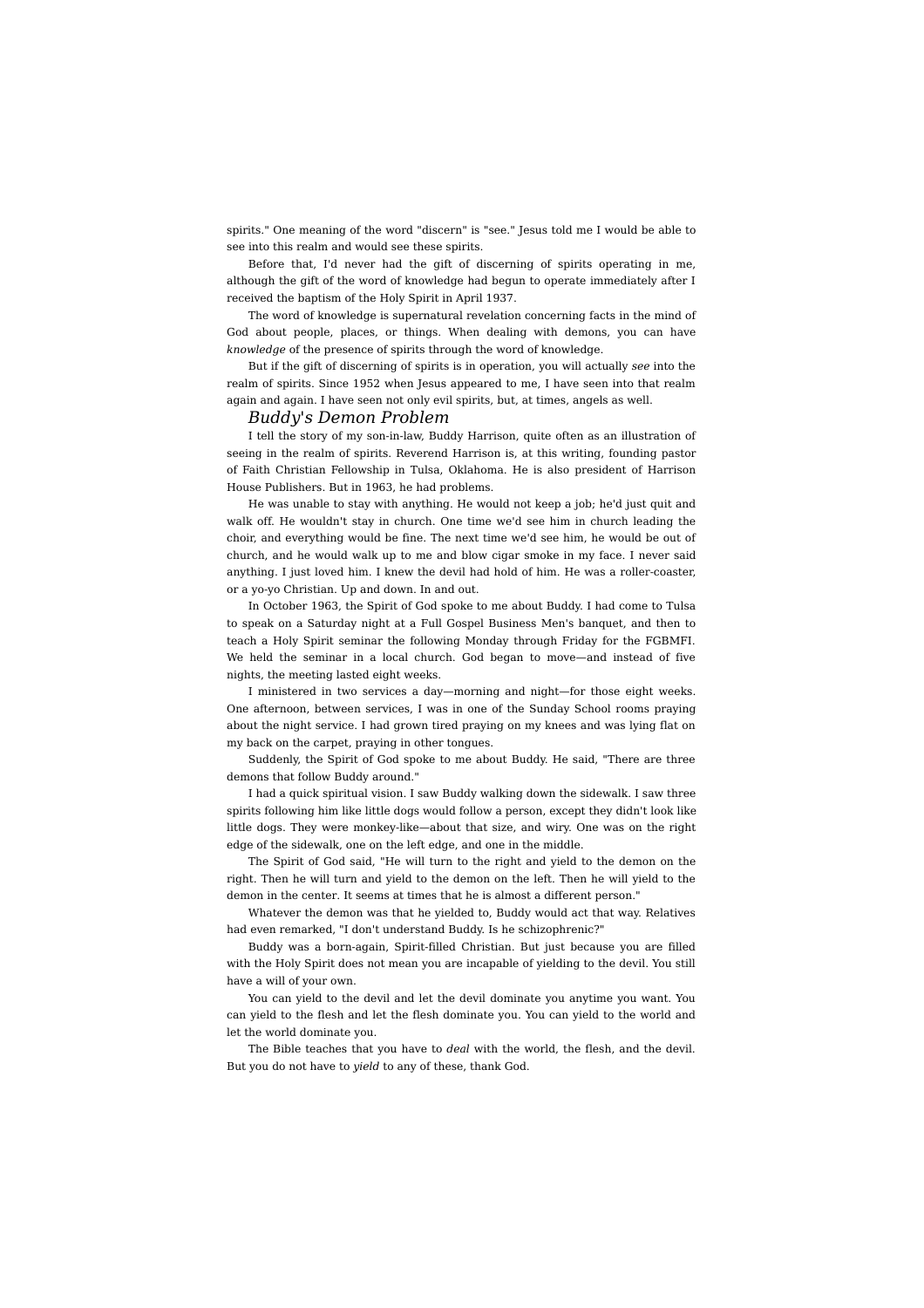spirits." One meaning of the word "discern" is "see." Jesus told me I would be able to see into this realm and would see these spirits.

Before that, I'd never had the gift of discerning of spirits operating in me, although the gift of the word of knowledge had begun to operate immediately after I received the baptism of the Holy Spirit in April 1937.

The word of knowledge is supernatural revelation concerning facts in the mind of God about people, places, or things. When dealing with demons, you can have *knowledge* of the presence of spirits through the word of knowledge.

But if the gift of discerning of spirits is in operation, you will actually *see* into the realm of spirits. Since 1952 when Jesus appeared to me, I have seen into that realm again and again. I have seen not only evil spirits, but, at times, angels as well.

### *Buddy's Demon Problem*

I tell the story of my son-in-law, Buddy Harrison, quite often as an illustration of seeing in the realm of spirits. Reverend Harrison is, at this writing, founding pastor of Faith Christian Fellowship in Tulsa, Oklahoma. He is also president of Harrison House Publishers. But in 1963, he had problems.

He was unable to stay with anything. He would not keep a job; he'd just quit and walk off. He wouldn't stay in church. One time we'd see him in church leading the choir, and everything would be fine. The next time we'd see him, he would be out of church, and he would walk up to me and blow cigar smoke in my face. I never said anything. I just loved him. I knew the devil had hold of him. He was a roller-coaster, or a yo-yo Christian. Up and down. In and out.

In October 1963, the Spirit of God spoke to me about Buddy. I had come to Tulsa to speak on a Saturday night at a Full Gospel Business Men's banquet, and then to teach a Holy Spirit seminar the following Monday through Friday for the FGBMFI. We held the seminar in a local church. God began to move—and instead of five nights, the meeting lasted eight weeks.

I ministered in two services a day—morning and night—for those eight weeks. One afternoon, between services, I was in one of the Sunday School rooms praying about the night service. I had grown tired praying on my knees and was lying flat on my back on the carpet, praying in other tongues.

Suddenly, the Spirit of God spoke to me about Buddy. He said, "There are three demons that follow Buddy around."

I had a quick spiritual vision. I saw Buddy walking down the sidewalk. I saw three spirits following him like little dogs would follow a person, except they didn't look like little dogs. They were monkey-like—about that size, and wiry. One was on the right edge of the sidewalk, one on the left edge, and one in the middle.

The Spirit of God said, "He will turn to the right and yield to the demon on the right. Then he will turn and yield to the demon on the left. Then he will yield to the demon in the center. It seems at times that he is almost a different person."

Whatever the demon was that he yielded to, Buddy would act that way. Relatives had even remarked, "I don't understand Buddy. Is he schizophrenic?"

Buddy was a born-again, Spirit-filled Christian. But just because you are filled with the Holy Spirit does not mean you are incapable of yielding to the devil. You still have a will of your own.

You can yield to the devil and let the devil dominate you anytime you want. You can yield to the flesh and let the flesh dominate you. You can yield to the world and let the world dominate you.

The Bible teaches that you have to *deal* with the world, the flesh, and the devil. But you do not have to *yield* to any of these, thank God.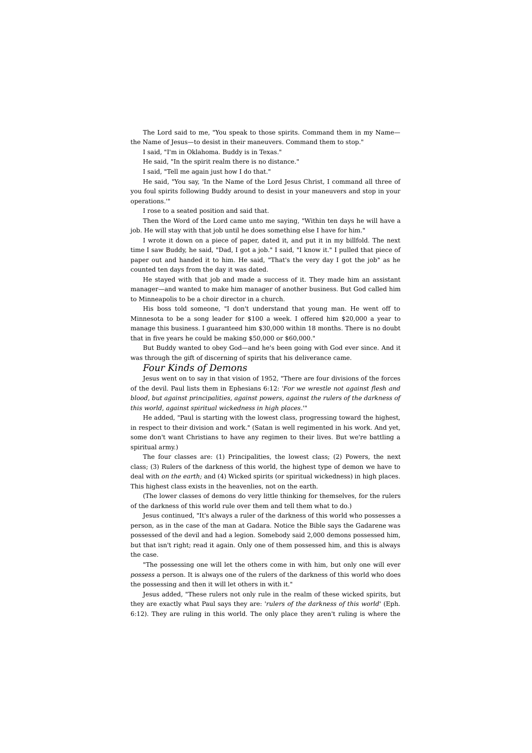The Lord said to me, "You speak to those spirits. Command them in my Name—the Name of Jesus—to desist in their maneuvers. Command them to stop."

I said, "I'm in Oklahoma. Buddy is in Texas."

He said, "In the spirit realm there is no distance."

I said, "Tell me again just how I do that."

He said, "You say, 'In the Name of the Lord Jesus Christ, I command all three of you foul spirits following Buddy around to desist in your maneuvers and stop in your operations.'"

I rose to a seated position and said that.

Then the Word of the Lord came unto me saying, "Within ten days he will have a job. He will stay with that job until he does something else I have for him."

I wrote it down on a piece of paper, dated it, and put it in my billfold. The next time I saw Buddy, he said, "Dad, I got a job." I said, "I know it." I pulled that piece of paper out and handed it to him. He said, "That's the very day I got the job" as he counted ten days from the day it was dated.

He stayed with that job and made a success of it. They made him an assistant manager—and wanted to make him manager of another business. But God called him to Minneapolis to be a choir director in a church.

His boss told someone, "I don't understand that young man. He went off to Minnesota to be a song leader for $100 a week. I offered him $20,000 a year to manage this business. I guaranteed him $30,000 within 18 months. There is no doubt that in five years he could be making $50,000 or $60,000."

But Buddy wanted to obey God—and he's been going with God ever since. And it was through the gift of discerning of spirits that his deliverance came.

### *Four Kinds of Demons*

Jesus went on to say in that vision of 1952, "There are four divisions of the forces of the devil. Paul lists them in Ephesians 6:12: '*For we wrestle not against flesh and blood, but against principalities, against powers, against the rulers of the darkness of this world, against spiritual wickedness in high places*.'"

He added, "Paul is starting with the lowest class, progressing toward the highest, in respect to their division and work." (Satan is well regimented in his work. And yet, some don't want Christians to have any regimen to their lives. But we're battling a spiritual army.)

The four classes are: (1) Principalities, the lowest class; (2) Powers, the next class; (3) Rulers of the darkness of this world, the highest type of demon we have to deal with *on the earth;* and (4) Wicked spirits (or spiritual wickedness) in high places. This highest class exists in the heavenlies, not on the earth.

(The lower classes of demons do very little thinking for themselves, for the rulers of the darkness of this world rule over them and tell them what to do.)

Jesus continued, "It's always a ruler of the darkness of this world who possesses a person, as in the case of the man at Gadara. Notice the Bible says the Gadarene was possessed of the devil and had a legion. Somebody said 2,000 demons possessed him, but that isn't right; read it again. Only one of them possessed him, and this is always the case.

"The possessing one will let the others come in with him, but only one will ever *possess* a person. It is always one of the rulers of the darkness of this world who does the possessing and then it will let others in with it."

Jesus added, "These rulers not only rule in the realm of these wicked spirits, but they are exactly what Paul says they are: '*rulers of the darkness of this world*' (Eph. 6:12). They are ruling in this world. The only place they aren't ruling is where the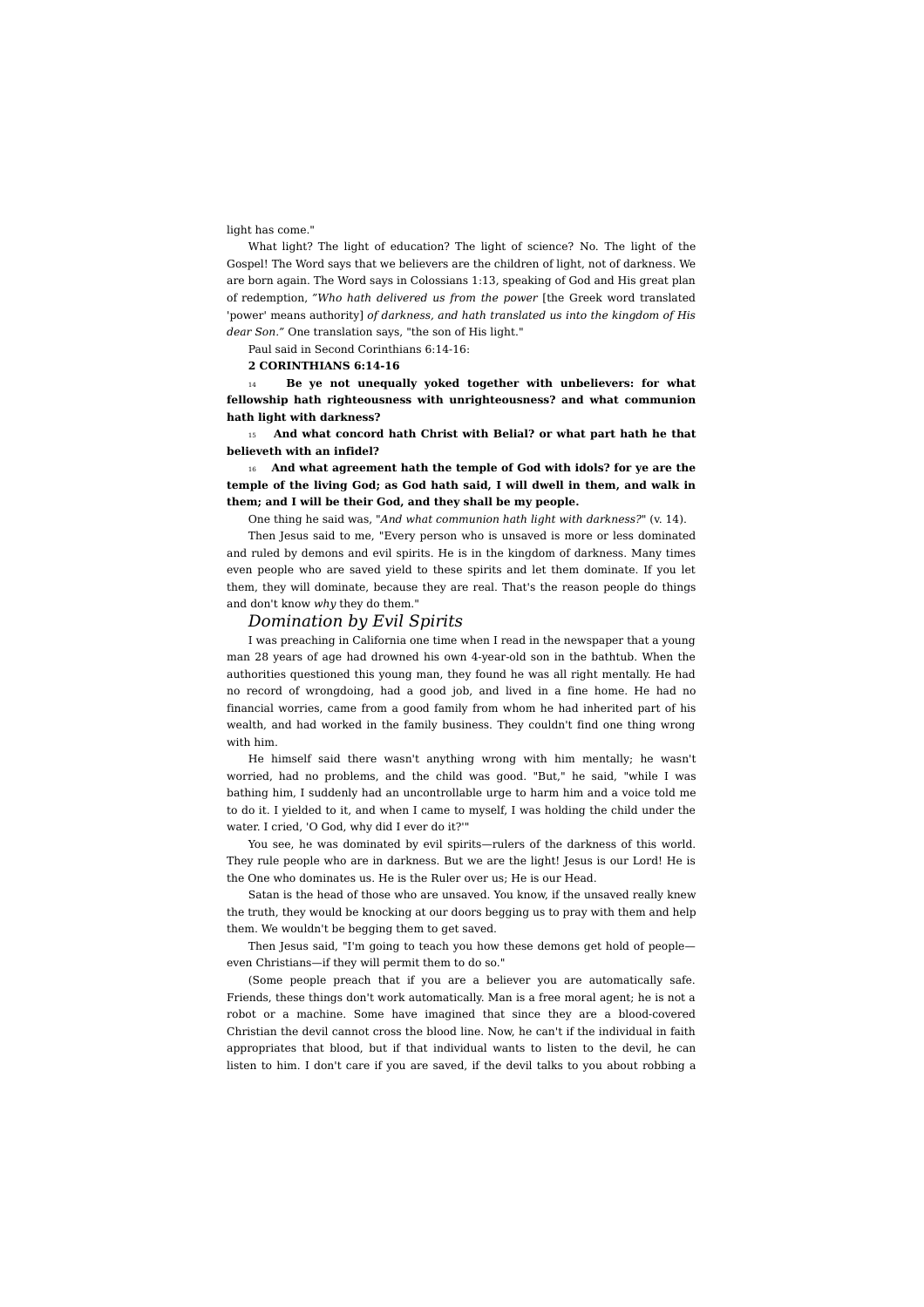light has come."

What light? The light of education? The light of science? No. The light of the Gospel! The Word says that we believers are the children of light, not of darkness. We are born again. The Word says in Colossians 1:13, speaking of God and His great plan of redemption, *"Who hath delivered us from the power* [the Greek word translated 'power' means authority] *of darkness, and hath translated us into the kingdom of His dear Son."* One translation says, "the son of His light."

Paul said in Second Corinthians 6:14-16:

**2 CORINTHIANS 6:14-16**

14 **Be ye not unequally yoked together with unbelievers: for what fellowship hath righteousness with unrighteousness? and what communion hath light with darkness?**

15 **And what concord hath Christ with Belial? or what part hath he that believeth with an infidel?**

16 **And what agreement hath the temple of God with idols? for ye are the temple of the living God; as God hath said, I will dwell in them, and walk in them; and I will be their God, and they shall be my people.**

One thing he said was, "*And what communion hath light with darkness?*" (v. 14).

Then Jesus said to me, "Every person who is unsaved is more or less dominated and ruled by demons and evil spirits. He is in the kingdom of darkness. Many times even people who are saved yield to these spirits and let them dominate. If you let them, they will dominate, because they are real. That's the reason people do things and don't know *why* they do them."

## *Domination by Evil Spirits*

I was preaching in California one time when I read in the newspaper that a young man 28 years of age had drowned his own 4-year-old son in the bathtub. When the authorities questioned this young man, they found he was all right mentally. He had no record of wrongdoing, had a good job, and lived in a fine home. He had no financial worries, came from a good family from whom he had inherited part of his wealth, and had worked in the family business. They couldn't find one thing wrong with him.

He himself said there wasn't anything wrong with him mentally; he wasn't worried, had no problems, and the child was good. "But," he said, "while I was bathing him, I suddenly had an uncontrollable urge to harm him and a voice told me to do it. I yielded to it, and when I came to myself, I was holding the child under the water. I cried, 'O God, why did I ever do it?'"

You see, he was dominated by evil spirits—rulers of the darkness of this world. They rule people who are in darkness. But we are the light! Jesus is our Lord! He is the One who dominates us. He is the Ruler over us; He is our Head.

Satan is the head of those who are unsaved. You know, if the unsaved really knew the truth, they would be knocking at our doors begging us to pray with them and help them. We wouldn't be begging them to get saved.

Then Jesus said, "I'm going to teach you how these demons get hold of people—even Christians—if they will permit them to do so."

(Some people preach that if you are a believer you are automatically safe. Friends, these things don't work automatically. Man is a free moral agent; he is not a robot or a machine. Some have imagined that since they are a blood-covered Christian the devil cannot cross the blood line. Now, he can't if the individual in faith appropriates that blood, but if that individual wants to listen to the devil, he can listen to him. I don't care if you are saved, if the devil talks to you about robbing a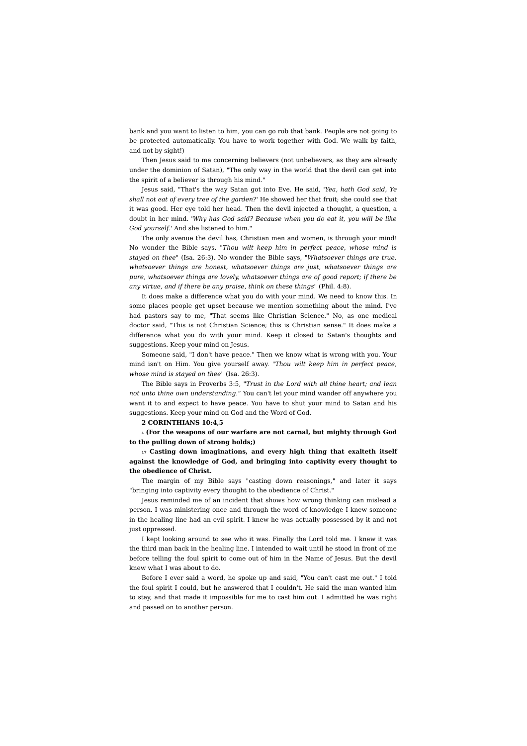bank and you want to listen to him, you can go rob that bank. People are not going to be protected automatically. You have to work together with God. We walk by faith, and not by sight!)

Then Jesus said to me concerning believers (not unbelievers, as they are already under the dominion of Satan), "The only way in the world that the devil can get into the spirit of a believer is through his mind."

Jesus said, "That's the way Satan got into Eve. He said, '*Yea, hath God said, Ye shall not eat of every tree of the garden?*' He showed her that fruit; she could see that it was good. Her eye told her head. Then the devil injected a thought, a question, a doubt in her mind. '*Why has God said? Because when you do eat it, you will be like God yourself.*' And she listened to him."

The only avenue the devil has, Christian men and women, is through your mind! No wonder the Bible says, "*Thou wilt keep him in perfect peace, whose mind is stayed on thee*" (Isa. 26:3). No wonder the Bible says, "*Whatsoever things are true, whatsoever things are honest, whatsoever things are just, whatsoever things are pure, whatsoever things are lovely, whatsoever things are of good report; if there be any virtue, and if there be any praise, think on these things*" (Phil. 4:8).

It does make a difference what you do with your mind. We need to know this. In some places people get upset because we mention something about the mind. I've had pastors say to me, "That seems like Christian Science." No, as one medical doctor said, "This is not Christian Science; this is Christian sense." It does make a difference what you do with your mind. Keep it closed to Satan's thoughts and suggestions. Keep your mind on Jesus.

Someone said, "I don't have peace." Then we know what is wrong with you. Your mind isn't on Him. You give yourself away. "*Thou wilt keep him in perfect peace, whose mind is stayed on thee*" (Isa. 26:3).

The Bible says in Proverbs 3:5, "*Trust in the Lord with all thine heart; and lean not unto thine own understanding.*" You can't let your mind wander off anywhere you want it to and expect to have peace. You have to shut your mind to Satan and his suggestions. Keep your mind on God and the Word of God.

**2 CORINTHIANS 10:4,5**

**4 (For the weapons of our warfare are not carnal, but mighty through God to the pulling down of strong holds;)**

**17 Casting down imaginations, and every high thing that exalteth itself against the knowledge of God, and bringing into captivity every thought to the obedience of Christ.**

The margin of my Bible says "casting down reasonings," and later it says "bringing into captivity every thought to the obedience of Christ."

Jesus reminded me of an incident that shows how wrong thinking can mislead a person. I was ministering once and through the word of knowledge I knew someone in the healing line had an evil spirit. I knew he was actually possessed by it and not just oppressed.

I kept looking around to see who it was. Finally the Lord told me. I knew it was the third man back in the healing line. I intended to wait until he stood in front of me before telling the foul spirit to come out of him in the Name of Jesus. But the devil knew what I was about to do.

Before I ever said a word, he spoke up and said, "You can't cast me out." I told the foul spirit I could, but he answered that I couldn't. He said the man wanted him to stay, and that made it impossible for me to cast him out. I admitted he was right and passed on to another person.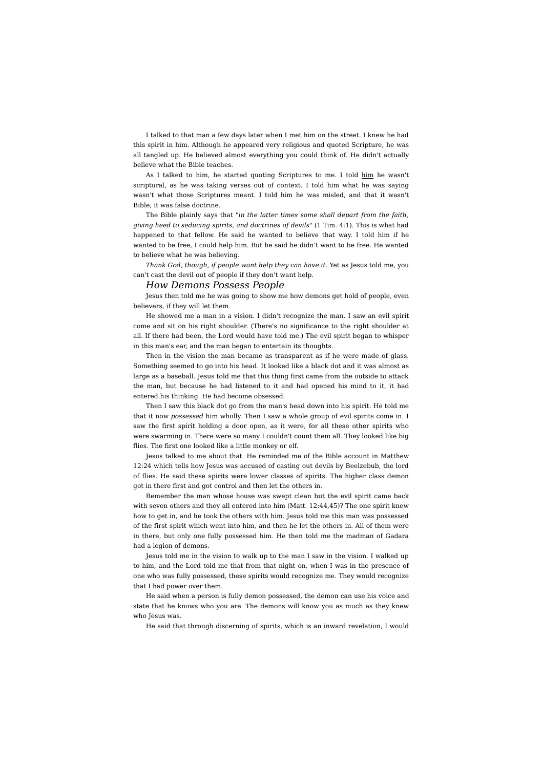I talked to that man a few days later when I met him on the street. I knew he had this spirit in him. Although he appeared very religious and quoted Scripture, he was all tangled up. He believed almost everything you could think of. He didn't actually believe what the Bible teaches.

As I talked to him, he started quoting Scriptures to me. I told him he wasn't scriptural, as he was taking verses out of context. I told him what he was saying wasn't what those Scriptures meant. I told him he was misled, and that it wasn't Bible; it was false doctrine.

The Bible plainly says that "*in the latter times some shall depart from the faith, giving heed to seducing spirits, and doctrines of devils*" (1 Tim. 4:1). This is what had happened to that fellow. He said he wanted to believe that way. I told him if he wanted to be free, I could help him. But he said he didn't want to be free. He wanted to believe what he was believing.

*Thank God, though, if people want help they can have it.* Yet as Jesus told me, you can't cast the devil out of people if they don't want help.

### *How Demons Possess People*

Jesus then told me he was going to show me how demons get hold of people, even believers, if they will let them.

He showed me a man in a vision. I didn't recognize the man. I saw an evil spirit come and sit on his right shoulder. (There's no significance to the right shoulder at all. If there had been, the Lord would have told me.) The evil spirit began to whisper in this man's ear, and the man began to entertain its thoughts.

Then in the vision the man became as transparent as if he were made of glass. Something seemed to go into his head. It looked like a black dot and it was almost as large as a baseball. Jesus told me that this thing first came from the outside to attack the man, but because he had listened to it and had opened his mind to it, it had entered his thinking. He had become obsessed.

Then I saw this black dot go from the man's head down into his spirit. He told me that it now *possessed* him wholly. Then I saw a whole group of evil spirits come in. I saw the first spirit holding a door open, as it were, for all these other spirits who were swarming in. There were so many I couldn't count them all. They looked like big flies. The first one looked like a little monkey or elf.

Jesus talked to me about that. He reminded me of the Bible account in Matthew 12:24 which tells how Jesus was accused of casting out devils by Beelzebub, the lord of flies. He said these spirits were lower classes of spirits. The higher class demon got in there first and got control and then let the others in.

Remember the man whose house was swept clean but the evil spirit came back with seven others and they all entered into him (Matt. 12:44,45)? The one spirit knew how to get in, and he took the others with him. Jesus told me this man was possessed of the first spirit which went into him, and then he let the others in. All of them were in there, but only one fully possessed him. He then told me the madman of Gadara had a legion of demons.

Jesus told me in the vision to walk up to the man I saw in the vision. I walked up to him, and the Lord told me that from that night on, when I was in the presence of one who was fully possessed, these spirits would recognize me. They would recognize that I had power over them.

He said when a person is fully demon possessed, the demon can use his voice and state that he knows who you are. The demons will know you as much as they knew who Jesus was.

He said that through discerning of spirits, which is an inward revelation, I would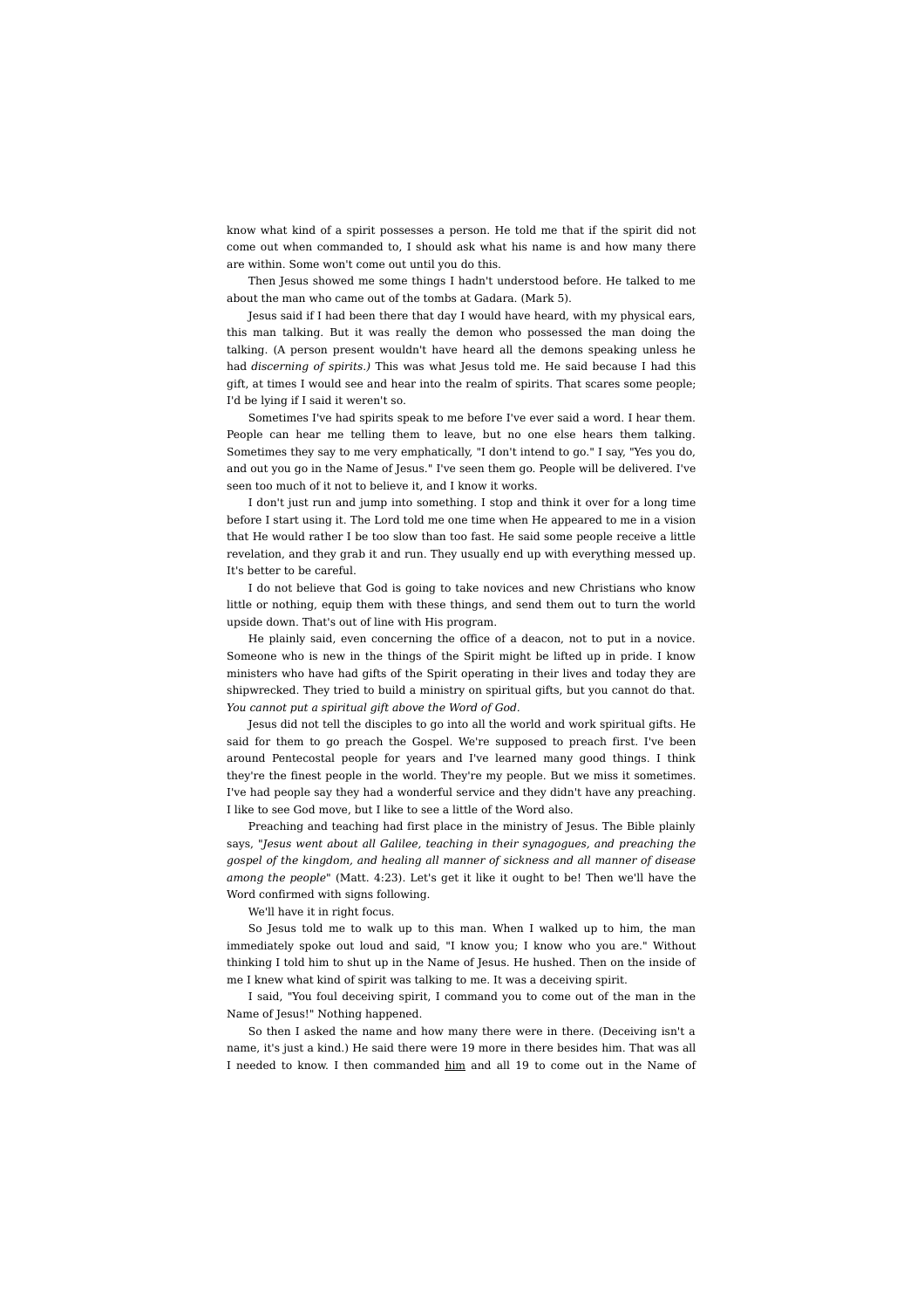know what kind of a spirit possesses a person. He told me that if the spirit did not come out when commanded to, I should ask what his name is and how many there are within. Some won't come out until you do this.

Then Jesus showed me some things I hadn't understood before. He talked to me about the man who came out of the tombs at Gadara. (Mark 5).

Jesus said if I had been there that day I would have heard, with my physical ears, this man talking. But it was really the demon who possessed the man doing the talking. (A person present wouldn't have heard all the demons speaking unless he had *discerning of spirits.)* This was what Jesus told me. He said because I had this gift, at times I would see and hear into the realm of spirits. That scares some people; I'd be lying if I said it weren't so.

Sometimes I've had spirits speak to me before I've ever said a word. I hear them. People can hear me telling them to leave, but no one else hears them talking. Sometimes they say to me very emphatically, "I don't intend to go." I say, "Yes you do, and out you go in the Name of Jesus." I've seen them go. People will be delivered. I've seen too much of it not to believe it, and I know it works.

I don't just run and jump into something. I stop and think it over for a long time before I start using it. The Lord told me one time when He appeared to me in a vision that He would rather I be too slow than too fast. He said some people receive a little revelation, and they grab it and run. They usually end up with everything messed up. It's better to be careful.

I do not believe that God is going to take novices and new Christians who know little or nothing, equip them with these things, and send them out to turn the world upside down. That's out of line with His program.

He plainly said, even concerning the office of a deacon, not to put in a novice. Someone who is new in the things of the Spirit might be lifted up in pride. I know ministers who have had gifts of the Spirit operating in their lives and today they are shipwrecked. They tried to build a ministry on spiritual gifts, but you cannot do that. *You cannot put a spiritual gift above the Word of God*.

Jesus did not tell the disciples to go into all the world and work spiritual gifts. He said for them to go preach the Gospel. We're supposed to preach first. I've been around Pentecostal people for years and I've learned many good things. I think they're the finest people in the world. They're my people. But we miss it sometimes. I've had people say they had a wonderful service and they didn't have any preaching. I like to see God move, but I like to see a little of the Word also.

Preaching and teaching had first place in the ministry of Jesus. The Bible plainly says, "*Jesus went about all Galilee, teaching in their synagogues, and preaching the gospel of the kingdom, and healing all manner of sickness and all manner of disease among the people*" (Matt. 4:23). Let's get it like it ought to be! Then we'll have the Word confirmed with signs following.

We'll have it in right focus.

So Jesus told me to walk up to this man. When I walked up to him, the man immediately spoke out loud and said, "I know you; I know who you are." Without thinking I told him to shut up in the Name of Jesus. He hushed. Then on the inside of me I knew what kind of spirit was talking to me. It was a deceiving spirit.

I said, "You foul deceiving spirit, I command you to come out of the man in the Name of Jesus!" Nothing happened.

So then I asked the name and how many there were in there. (Deceiving isn't a name, it's just a kind.) He said there were 19 more in there besides him. That was all I needed to know. I then commanded <u>him</u> and all 19 to come out in the Name of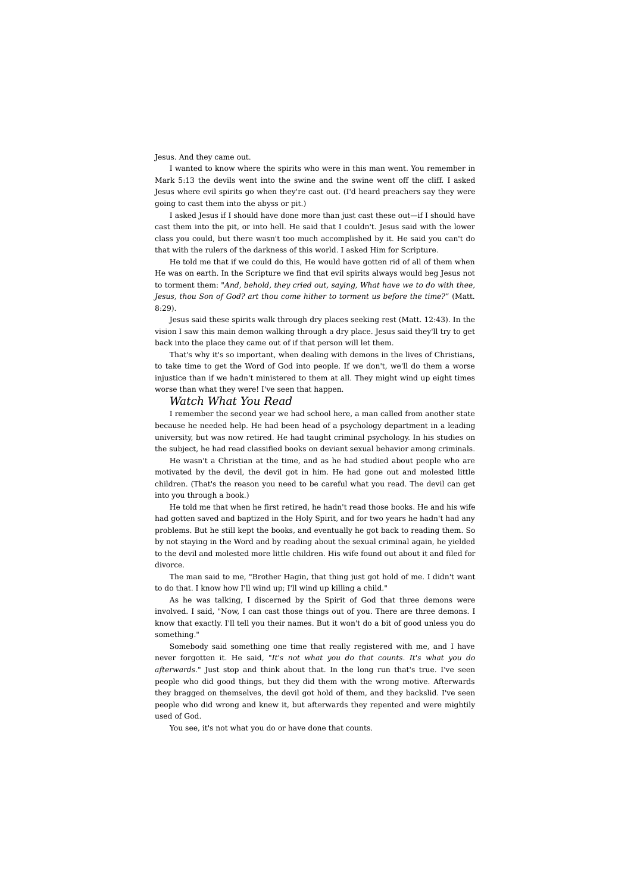Jesus. And they came out.

I wanted to know where the spirits who were in this man went. You remember in Mark 5:13 the devils went into the swine and the swine went off the cliff. I asked Jesus where evil spirits go when they're cast out. (I'd heard preachers say they were going to cast them into the abyss or pit.)

I asked Jesus if I should have done more than just cast these out—if I should have cast them into the pit, or into hell. He said that I couldn't. Jesus said with the lower class you could, but there wasn't too much accomplished by it. He said you can't do that with the rulers of the darkness of this world. I asked Him for Scripture.

He told me that if we could do this, He would have gotten rid of all of them when He was on earth. In the Scripture we find that evil spirits always would beg Jesus not to torment them: "*And, behold, they cried out, saying, What have we to do with thee, Jesus, thou Son of God? art thou come hither to torment us before the time?*" (Matt. 8:29).

Jesus said these spirits walk through dry places seeking rest (Matt. 12:43). In the vision I saw this main demon walking through a dry place. Jesus said they'll try to get back into the place they came out of if that person will let them.

That's why it's so important, when dealing with demons in the lives of Christians, to take time to get the Word of God into people. If we don't, we'll do them a worse injustice than if we hadn't ministered to them at all. They might wind up eight times worse than what they were! I've seen that happen.

## *Watch What You Read*

I remember the second year we had school here, a man called from another state because he needed help. He had been head of a psychology department in a leading university, but was now retired. He had taught criminal psychology. In his studies on the subject, he had read classified books on deviant sexual behavior among criminals.

He wasn't a Christian at the time, and as he had studied about people who are motivated by the devil, the devil got in him. He had gone out and molested little children. (That's the reason you need to be careful what you read. The devil can get into you through a book.)

He told me that when he first retired, he hadn't read those books. He and his wife had gotten saved and baptized in the Holy Spirit, and for two years he hadn't had any problems. But he still kept the books, and eventually he got back to reading them. So by not staying in the Word and by reading about the sexual criminal again, he yielded to the devil and molested more little children. His wife found out about it and filed for divorce.

The man said to me, "Brother Hagin, that thing just got hold of me. I didn't want to do that. I know how I'll wind up; I'll wind up killing a child."

As he was talking, I discerned by the Spirit of God that three demons were involved. I said, "Now, I can cast those things out of you. There are three demons. I know that exactly. I'll tell you their names. But it won't do a bit of good unless you do something."

Somebody said something one time that really registered with me, and I have never forgotten it. He said, "*It's not what you do that counts. It's what you do afterwards.*" Just stop and think about that. In the long run that's true. I've seen people who did good things, but they did them with the wrong motive. Afterwards they bragged on themselves, the devil got hold of them, and they backslid. I've seen people who did wrong and knew it, but afterwards they repented and were mightily used of God.

You see, it's not what you do or have done that counts.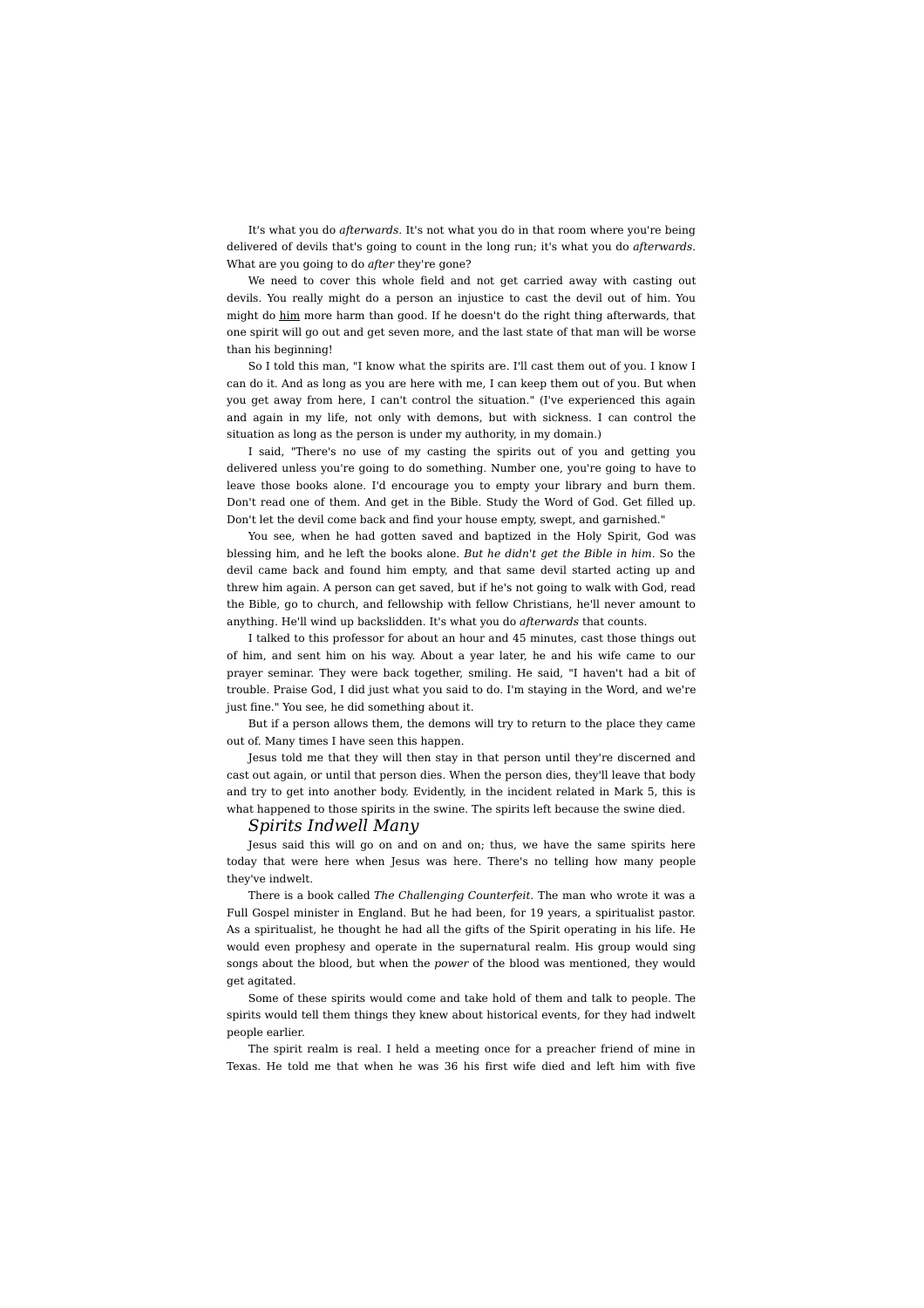It's what you do *afterwards*. It's not what you do in that room where you're being delivered of devils that's going to count in the long run; it's what you do *afterwards*. What are you going to do *after* they're gone?

We need to cover this whole field and not get carried away with casting out devils. You really might do a person an injustice to cast the devil out of him. You might do <u>him</u> more harm than good. If he doesn't do the right thing afterwards, that one spirit will go out and get seven more, and the last state of that man will be worse than his beginning!

So I told this man, "I know what the spirits are. I'll cast them out of you. I know I can do it. And as long as you are here with me, I can keep them out of you. But when you get away from here, I can't control the situation." (I've experienced this again and again in my life, not only with demons, but with sickness. I can control the situation as long as the person is under my authority, in my domain.)

I said, "There's no use of my casting the spirits out of you and getting you delivered unless you're going to do something. Number one, you're going to have to leave those books alone. I'd encourage you to empty your library and burn them. Don't read one of them. And get in the Bible. Study the Word of God. Get filled up. Don't let the devil come back and find your house empty, swept, and garnished."

You see, when he had gotten saved and baptized in the Holy Spirit, God was blessing him, and he left the books alone. *But he didn't get the Bible in him.* So the devil came back and found him empty, and that same devil started acting up and threw him again. A person can get saved, but if he's not going to walk with God, read the Bible, go to church, and fellowship with fellow Christians, he'll never amount to anything. He'll wind up backslidden. It's what you do *afterwards* that counts.

I talked to this professor for about an hour and 45 minutes, cast those things out of him, and sent him on his way. About a year later, he and his wife came to our prayer seminar. They were back together, smiling. He said, "I haven't had a bit of trouble. Praise God, I did just what you said to do. I'm staying in the Word, and we're just fine." You see, he did something about it.

But if a person allows them, the demons will try to return to the place they came out of. Many times I have seen this happen.

Jesus told me that they will then stay in that person until they're discerned and cast out again, or until that person dies. When the person dies, they'll leave that body and try to get into another body. Evidently, in the incident related in Mark 5, this is what happened to those spirits in the swine. The spirits left because the swine died.

## *Spirits Indwell Many*

Jesus said this will go on and on and on; thus, we have the same spirits here today that were here when Jesus was here. There's no telling how many people they've indwelt.

There is a book called *The Challenging Counterfeit.* The man who wrote it was a Full Gospel minister in England. But he had been, for 19 years, a spiritualist pastor. As a spiritualist, he thought he had all the gifts of the Spirit operating in his life. He would even prophesy and operate in the supernatural realm. His group would sing songs about the blood, but when the *power* of the blood was mentioned, they would get agitated.

Some of these spirits would come and take hold of them and talk to people. The spirits would tell them things they knew about historical events, for they had indwelt people earlier.

The spirit realm is real. I held a meeting once for a preacher friend of mine in Texas. He told me that when he was 36 his first wife died and left him with five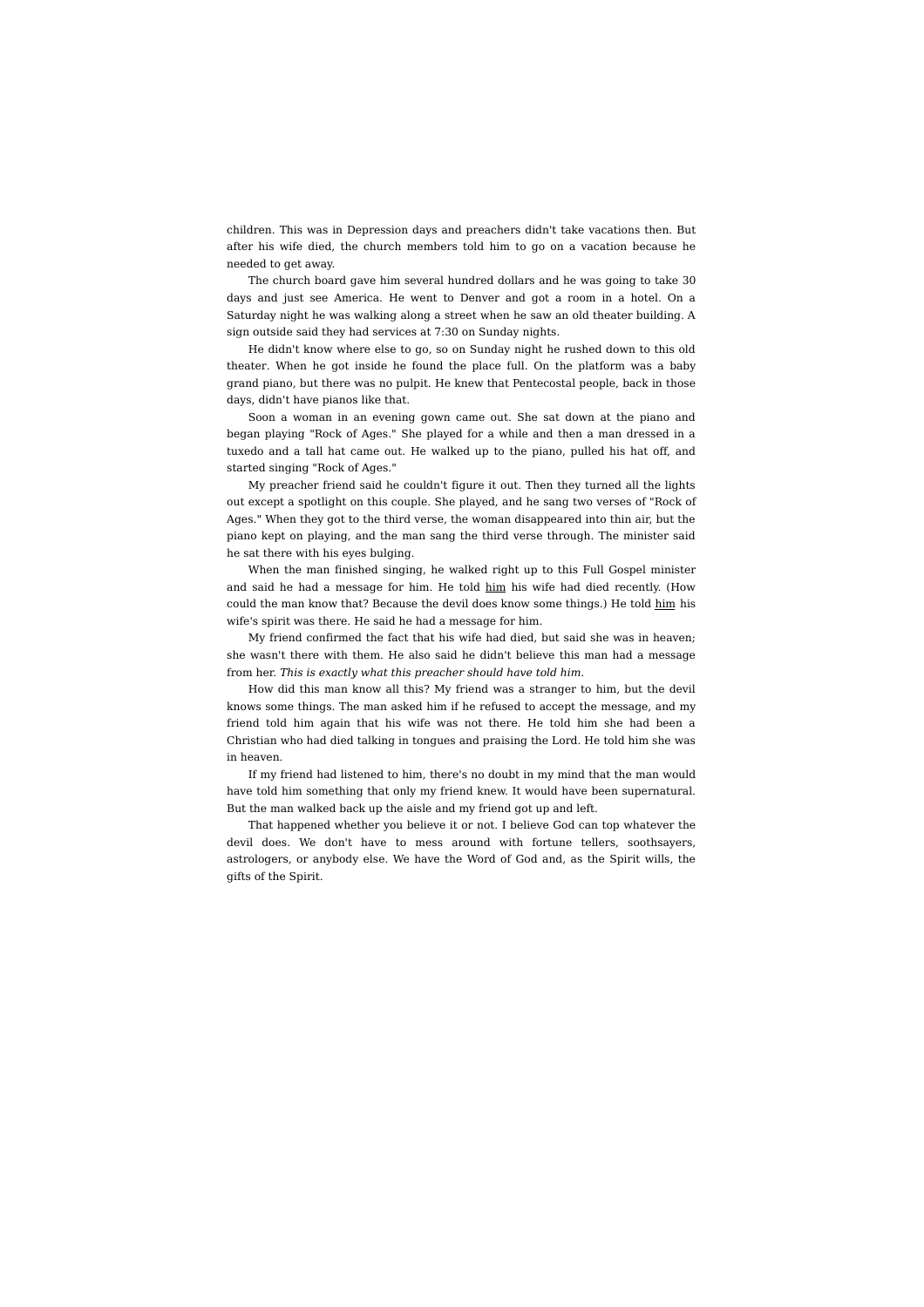children. This was in Depression days and preachers didn't take vacations then. But after his wife died, the church members told him to go on a vacation because he needed to get away.

The church board gave him several hundred dollars and he was going to take 30 days and just see America. He went to Denver and got a room in a hotel. On a Saturday night he was walking along a street when he saw an old theater building. A sign outside said they had services at 7:30 on Sunday nights.

He didn't know where else to go, so on Sunday night he rushed down to this old theater. When he got inside he found the place full. On the platform was a baby grand piano, but there was no pulpit. He knew that Pentecostal people, back in those days, didn't have pianos like that.

Soon a woman in an evening gown came out. She sat down at the piano and began playing "Rock of Ages." She played for a while and then a man dressed in a tuxedo and a tall hat came out. He walked up to the piano, pulled his hat off, and started singing "Rock of Ages."

My preacher friend said he couldn't figure it out. Then they turned all the lights out except a spotlight on this couple. She played, and he sang two verses of "Rock of Ages." When they got to the third verse, the woman disappeared into thin air, but the piano kept on playing, and the man sang the third verse through. The minister said he sat there with his eyes bulging.

When the man finished singing, he walked right up to this Full Gospel minister and said he had a message for him. He told <u>him</u> his wife had died recently. (How could the man know that? Because the devil does know some things.) He told <u>him</u> his wife's spirit was there. He said he had a message for him.

My friend confirmed the fact that his wife had died, but said she was in heaven; she wasn't there with them. He also said he didn't believe this man had a message from her. *This is exactly what this preacher should have told him.*

How did this man know all this? My friend was a stranger to him, but the devil knows some things. The man asked him if he refused to accept the message, and my friend told him again that his wife was not there. He told him she had been a Christian who had died talking in tongues and praising the Lord. He told him she was in heaven.

If my friend had listened to him, there's no doubt in my mind that the man would have told him something that only my friend knew. It would have been supernatural. But the man walked back up the aisle and my friend got up and left.

That happened whether you believe it or not. I believe God can top whatever the devil does. We don't have to mess around with fortune tellers, soothsayers, astrologers, or anybody else. We have the Word of God and, as the Spirit wills, the gifts of the Spirit.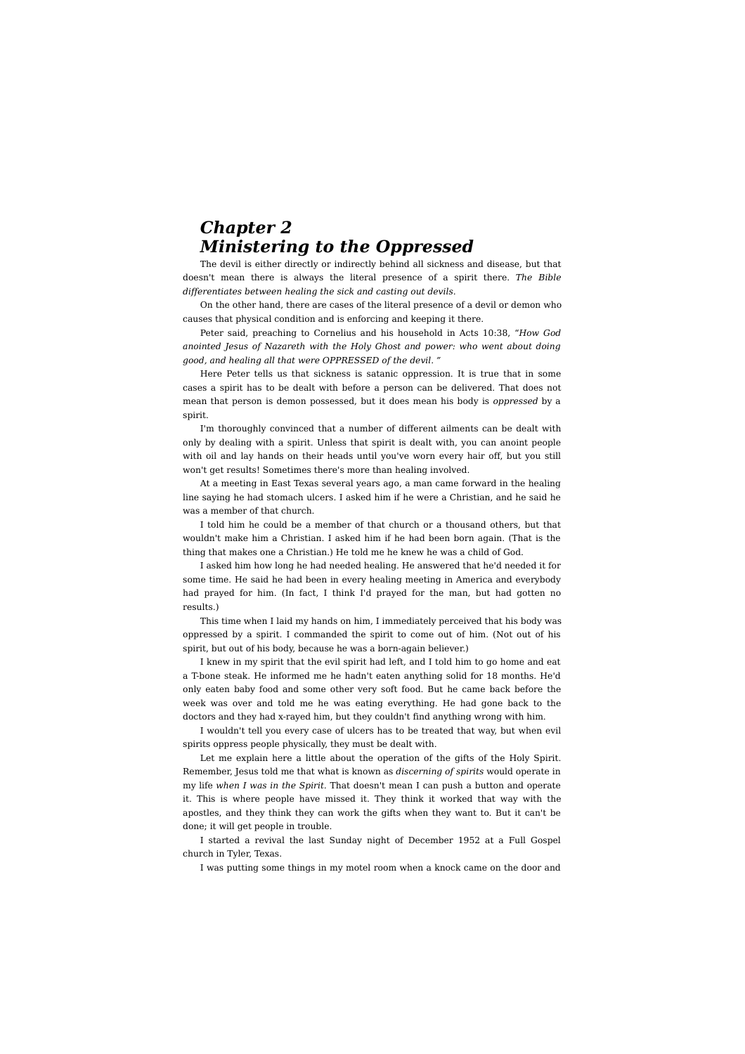# *Chapter 2*
# *Ministering to the Oppressed*

The devil is either directly or indirectly behind all sickness and disease, but that doesn't mean there is always the literal presence of a spirit there. *The Bible differentiates between healing the sick and casting out devils.*

On the other hand, there are cases of the literal presence of a devil or demon who causes that physical condition and is enforcing and keeping it there.

Peter said, preaching to Cornelius and his household in Acts 10:38, "*How God anointed Jesus of Nazareth with the Holy Ghost and power: who went about doing good, and healing all that were OPPRESSED of the devil.* "

Here Peter tells us that sickness is satanic oppression. It is true that in some cases a spirit has to be dealt with before a person can be delivered. That does not mean that person is demon possessed, but it does mean his body is *oppressed* by a spirit.

I'm thoroughly convinced that a number of different ailments can be dealt with only by dealing with a spirit. Unless that spirit is dealt with, you can anoint people with oil and lay hands on their heads until you've worn every hair off, but you still won't get results! Sometimes there's more than healing involved.

At a meeting in East Texas several years ago, a man came forward in the healing line saying he had stomach ulcers. I asked him if he were a Christian, and he said he was a member of that church.

I told him he could be a member of that church or a thousand others, but that wouldn't make him a Christian. I asked him if he had been born again. (That is the thing that makes one a Christian.) He told me he knew he was a child of God.

I asked him how long he had needed healing. He answered that he'd needed it for some time. He said he had been in every healing meeting in America and everybody had prayed for him. (In fact, I think I'd prayed for the man, but had gotten no results.)

This time when I laid my hands on him, I immediately perceived that his body was oppressed by a spirit. I commanded the spirit to come out of him. (Not out of his spirit, but out of his body, because he was a born-again believer.)

I knew in my spirit that the evil spirit had left, and I told him to go home and eat a T-bone steak. He informed me he hadn't eaten anything solid for 18 months. He'd only eaten baby food and some other very soft food. But he came back before the week was over and told me he was eating everything. He had gone back to the doctors and they had x-rayed him, but they couldn't find anything wrong with him.

I wouldn't tell you every case of ulcers has to be treated that way, but when evil spirits oppress people physically, they must be dealt with.

Let me explain here a little about the operation of the gifts of the Holy Spirit. Remember, Jesus told me that what is known as *discerning of spirits* would operate in my life *when I was in the Spirit*. That doesn't mean I can push a button and operate it. This is where people have missed it. They think it worked that way with the apostles, and they think they can work the gifts when they want to. But it can't be done; it will get people in trouble.

I started a revival the last Sunday night of December 1952 at a Full Gospel church in Tyler, Texas.

I was putting some things in my motel room when a knock came on the door and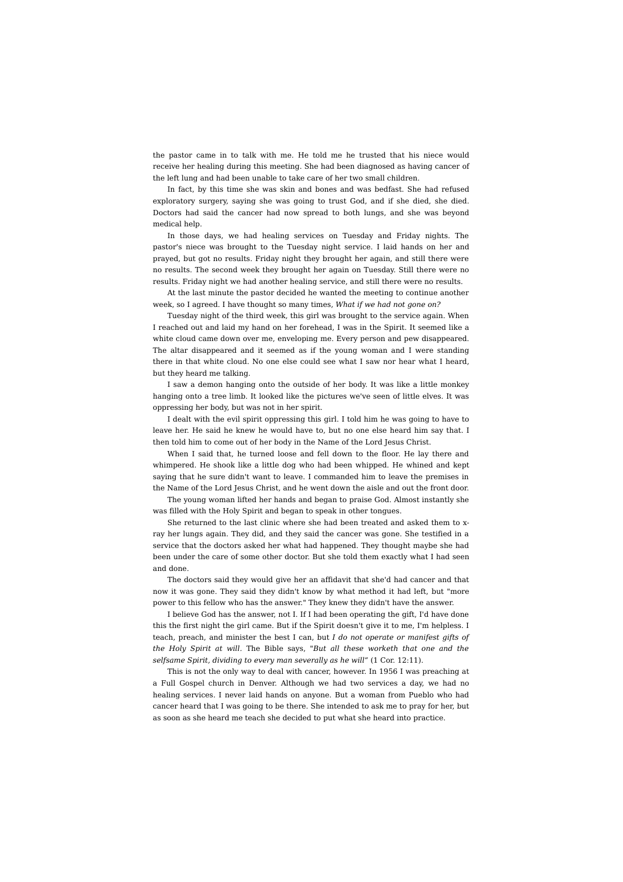the pastor came in to talk with me. He told me he trusted that his niece would receive her healing during this meeting. She had been diagnosed as having cancer of the left lung and had been unable to take care of her two small children.

In fact, by this time she was skin and bones and was bedfast. She had refused exploratory surgery, saying she was going to trust God, and if she died, she died. Doctors had said the cancer had now spread to both lungs, and she was beyond medical help.

In those days, we had healing services on Tuesday and Friday nights. The pastor's niece was brought to the Tuesday night service. I laid hands on her and prayed, but got no results. Friday night they brought her again, and still there were no results. The second week they brought her again on Tuesday. Still there were no results. Friday night we had another healing service, and still there were no results.

At the last minute the pastor decided he wanted the meeting to continue another week, so I agreed. I have thought so many times, *What if we had not gone on?*

Tuesday night of the third week, this girl was brought to the service again. When I reached out and laid my hand on her forehead, I was in the Spirit. It seemed like a white cloud came down over me, enveloping me. Every person and pew disappeared. The altar disappeared and it seemed as if the young woman and I were standing there in that white cloud. No one else could see what I saw nor hear what I heard, but they heard me talking.

I saw a demon hanging onto the outside of her body. It was like a little monkey hanging onto a tree limb. It looked like the pictures we've seen of little elves. It was oppressing her body, but was not in her spirit.

I dealt with the evil spirit oppressing this girl. I told him he was going to have to leave her. He said he knew he would have to, but no one else heard him say that. I then told him to come out of her body in the Name of the Lord Jesus Christ.

When I said that, he turned loose and fell down to the floor. He lay there and whimpered. He shook like a little dog who had been whipped. He whined and kept saying that he sure didn't want to leave. I commanded him to leave the premises in the Name of the Lord Jesus Christ, and he went down the aisle and out the front door.

The young woman lifted her hands and began to praise God. Almost instantly she was filled with the Holy Spirit and began to speak in other tongues.

She returned to the last clinic where she had been treated and asked them to x-ray her lungs again. They did, and they said the cancer was gone. She testified in a service that the doctors asked her what had happened. They thought maybe she had been under the care of some other doctor. But she told them exactly what I had seen and done.

The doctors said they would give her an affidavit that she'd had cancer and that now it was gone. They said they didn't know by what method it had left, but "more power to this fellow who has the answer." They knew they didn't have the answer.

I believe God has the answer, not I. If I had been operating the gift, I'd have done this the first night the girl came. But if the Spirit doesn't give it to me, I'm helpless. I teach, preach, and minister the best I can, but *I do not operate or manifest gifts of the Holy Spirit at will*. The Bible says, "*But all these worketh that one and the selfsame Spirit, dividing to every man severally as he will*" (1 Cor. 12:11).

This is not the only way to deal with cancer, however. In 1956 I was preaching at a Full Gospel church in Denver. Although we had two services a day, we had no healing services. I never laid hands on anyone. But a woman from Pueblo who had cancer heard that I was going to be there. She intended to ask me to pray for her, but as soon as she heard me teach she decided to put what she heard into practice.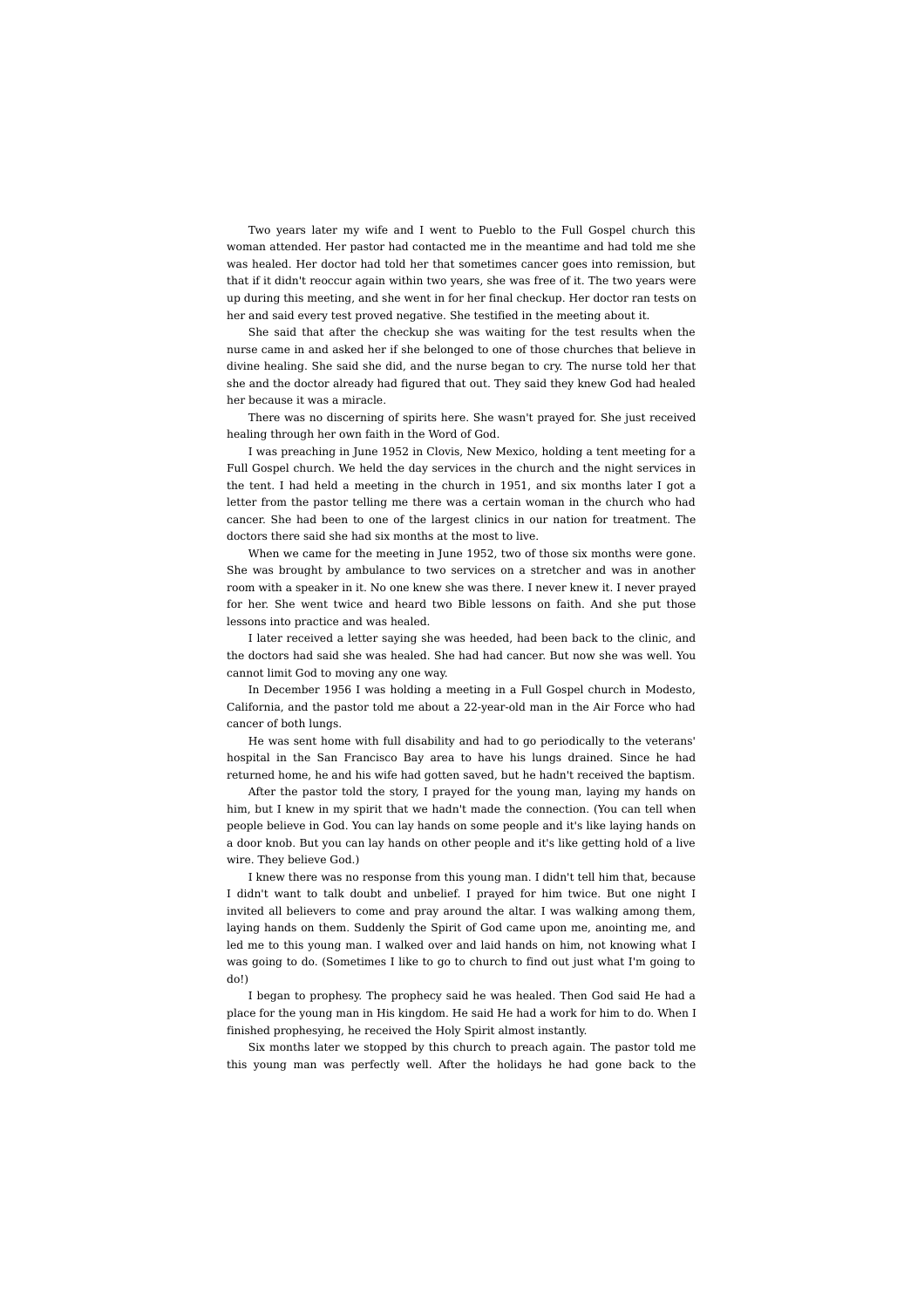Two years later my wife and I went to Pueblo to the Full Gospel church this woman attended. Her pastor had contacted me in the meantime and had told me she was healed. Her doctor had told her that sometimes cancer goes into remission, but that if it didn't reoccur again within two years, she was free of it. The two years were up during this meeting, and she went in for her final checkup. Her doctor ran tests on her and said every test proved negative. She testified in the meeting about it.

She said that after the checkup she was waiting for the test results when the nurse came in and asked her if she belonged to one of those churches that believe in divine healing. She said she did, and the nurse began to cry. The nurse told her that she and the doctor already had figured that out. They said they knew God had healed her because it was a miracle.

There was no discerning of spirits here. She wasn't prayed for. She just received healing through her own faith in the Word of God.

I was preaching in June 1952 in Clovis, New Mexico, holding a tent meeting for a Full Gospel church. We held the day services in the church and the night services in the tent. I had held a meeting in the church in 1951, and six months later I got a letter from the pastor telling me there was a certain woman in the church who had cancer. She had been to one of the largest clinics in our nation for treatment. The doctors there said she had six months at the most to live.

When we came for the meeting in June 1952, two of those six months were gone. She was brought by ambulance to two services on a stretcher and was in another room with a speaker in it. No one knew she was there. I never knew it. I never prayed for her. She went twice and heard two Bible lessons on faith. And she put those lessons into practice and was healed.

I later received a letter saying she was heeded, had been back to the clinic, and the doctors had said she was healed. She had had cancer. But now she was well. You cannot limit God to moving any one way.

In December 1956 I was holding a meeting in a Full Gospel church in Modesto, California, and the pastor told me about a 22-year-old man in the Air Force who had cancer of both lungs.

He was sent home with full disability and had to go periodically to the veterans' hospital in the San Francisco Bay area to have his lungs drained. Since he had returned home, he and his wife had gotten saved, but he hadn't received the baptism.

After the pastor told the story, I prayed for the young man, laying my hands on him, but I knew in my spirit that we hadn't made the connection. (You can tell when people believe in God. You can lay hands on some people and it's like laying hands on a door knob. But you can lay hands on other people and it's like getting hold of a live wire. They believe God.)

I knew there was no response from this young man. I didn't tell him that, because I didn't want to talk doubt and unbelief. I prayed for him twice. But one night I invited all believers to come and pray around the altar. I was walking among them, laying hands on them. Suddenly the Spirit of God came upon me, anointing me, and led me to this young man. I walked over and laid hands on him, not knowing what I was going to do. (Sometimes I like to go to church to find out just what I'm going to do!)

I began to prophesy. The prophecy said he was healed. Then God said He had a place for the young man in His kingdom. He said He had a work for him to do. When I finished prophesying, he received the Holy Spirit almost instantly.

Six months later we stopped by this church to preach again. The pastor told me this young man was perfectly well. After the holidays he had gone back to the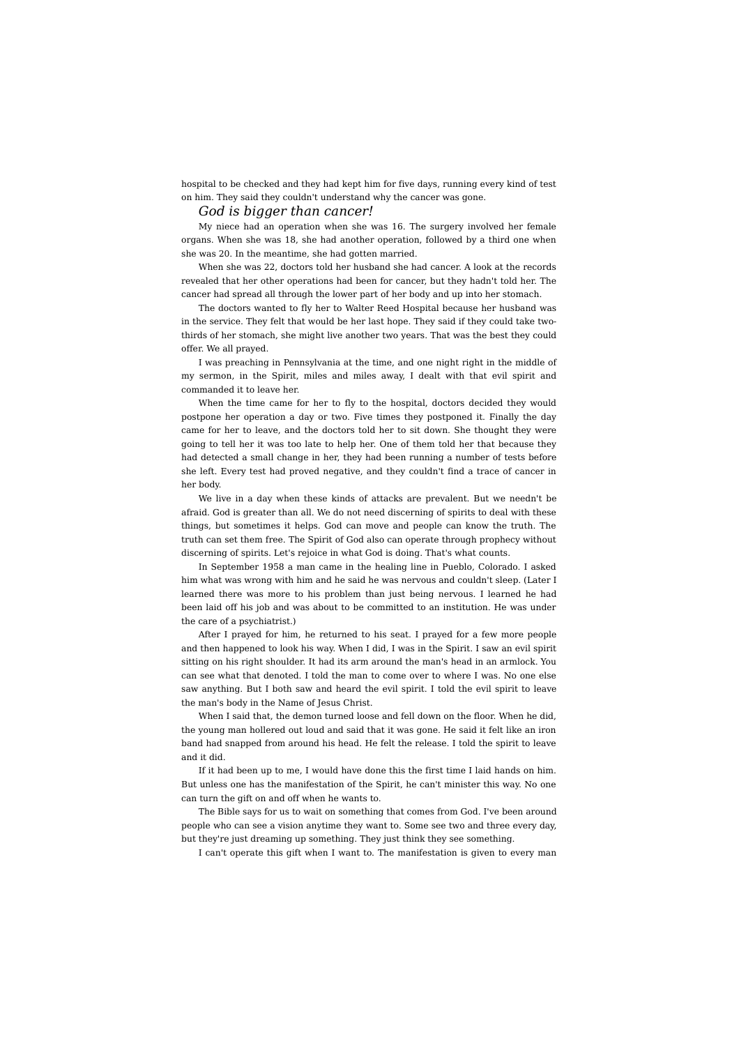hospital to be checked and they had kept him for five days, running every kind of test on him. They said they couldn't understand why the cancer was gone.

*God is bigger than cancer!*

My niece had an operation when she was 16. The surgery involved her female organs. When she was 18, she had another operation, followed by a third one when she was 20. In the meantime, she had gotten married.

When she was 22, doctors told her husband she had cancer. A look at the records revealed that her other operations had been for cancer, but they hadn't told her. The cancer had spread all through the lower part of her body and up into her stomach.

The doctors wanted to fly her to Walter Reed Hospital because her husband was in the service. They felt that would be her last hope. They said if they could take two-thirds of her stomach, she might live another two years. That was the best they could offer. We all prayed.

I was preaching in Pennsylvania at the time, and one night right in the middle of my sermon, in the Spirit, miles and miles away, I dealt with that evil spirit and commanded it to leave her.

When the time came for her to fly to the hospital, doctors decided they would postpone her operation a day or two. Five times they postponed it. Finally the day came for her to leave, and the doctors told her to sit down. She thought they were going to tell her it was too late to help her. One of them told her that because they had detected a small change in her, they had been running a number of tests before she left. Every test had proved negative, and they couldn't find a trace of cancer in her body.

We live in a day when these kinds of attacks are prevalent. But we needn't be afraid. God is greater than all. We do not need discerning of spirits to deal with these things, but sometimes it helps. God can move and people can know the truth. The truth can set them free. The Spirit of God also can operate through prophecy without discerning of spirits. Let's rejoice in what God is doing. That's what counts.

In September 1958 a man came in the healing line in Pueblo, Colorado. I asked him what was wrong with him and he said he was nervous and couldn't sleep. (Later I learned there was more to his problem than just being nervous. I learned he had been laid off his job and was about to be committed to an institution. He was under the care of a psychiatrist.)

After I prayed for him, he returned to his seat. I prayed for a few more people and then happened to look his way. When I did, I was in the Spirit. I saw an evil spirit sitting on his right shoulder. It had its arm around the man's head in an armlock. You can see what that denoted. I told the man to come over to where I was. No one else saw anything. But I both saw and heard the evil spirit. I told the evil spirit to leave the man's body in the Name of Jesus Christ.

When I said that, the demon turned loose and fell down on the floor. When he did, the young man hollered out loud and said that it was gone. He said it felt like an iron band had snapped from around his head. He felt the release. I told the spirit to leave and it did.

If it had been up to me, I would have done this the first time I laid hands on him. But unless one has the manifestation of the Spirit, he can't minister this way. No one can turn the gift on and off when he wants to.

The Bible says for us to wait on something that comes from God. I've been around people who can see a vision anytime they want to. Some see two and three every day, but they're just dreaming up something. They just think they see something.

I can't operate this gift when I want to. The manifestation is given to every man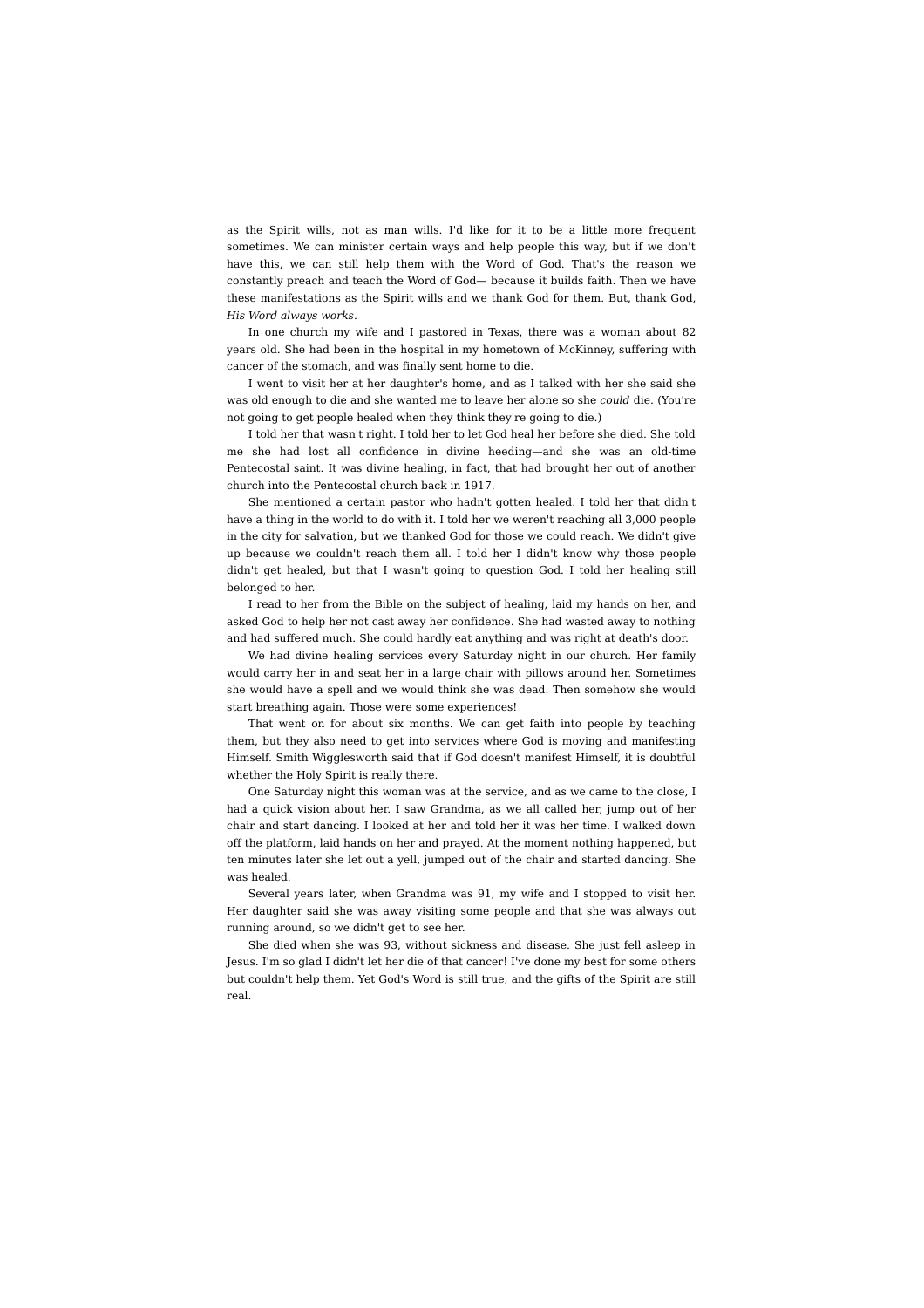as the Spirit wills, not as man wills. I'd like for it to be a little more frequent sometimes. We can minister certain ways and help people this way, but if we don't have this, we can still help them with the Word of God. That's the reason we constantly preach and teach the Word of God— because it builds faith. Then we have these manifestations as the Spirit wills and we thank God for them. But, thank God, *His Word always works*.

In one church my wife and I pastored in Texas, there was a woman about 82 years old. She had been in the hospital in my hometown of McKinney, suffering with cancer of the stomach, and was finally sent home to die.

I went to visit her at her daughter's home, and as I talked with her she said she was old enough to die and she wanted me to leave her alone so she *could* die. (You're not going to get people healed when they think they're going to die.)

I told her that wasn't right. I told her to let God heal her before she died. She told me she had lost all confidence in divine heeding—and she was an old-time Pentecostal saint. It was divine healing, in fact, that had brought her out of another church into the Pentecostal church back in 1917.

She mentioned a certain pastor who hadn't gotten healed. I told her that didn't have a thing in the world to do with it. I told her we weren't reaching all 3,000 people in the city for salvation, but we thanked God for those we could reach. We didn't give up because we couldn't reach them all. I told her I didn't know why those people didn't get healed, but that I wasn't going to question God. I told her healing still belonged to her.

I read to her from the Bible on the subject of healing, laid my hands on her, and asked God to help her not cast away her confidence. She had wasted away to nothing and had suffered much. She could hardly eat anything and was right at death's door.

We had divine healing services every Saturday night in our church. Her family would carry her in and seat her in a large chair with pillows around her. Sometimes she would have a spell and we would think she was dead. Then somehow she would start breathing again. Those were some experiences!

That went on for about six months. We can get faith into people by teaching them, but they also need to get into services where God is moving and manifesting Himself. Smith Wigglesworth said that if God doesn't manifest Himself, it is doubtful whether the Holy Spirit is really there.

One Saturday night this woman was at the service, and as we came to the close, I had a quick vision about her. I saw Grandma, as we all called her, jump out of her chair and start dancing. I looked at her and told her it was her time. I walked down off the platform, laid hands on her and prayed. At the moment nothing happened, but ten minutes later she let out a yell, jumped out of the chair and started dancing. She was healed.

Several years later, when Grandma was 91, my wife and I stopped to visit her. Her daughter said she was away visiting some people and that she was always out running around, so we didn't get to see her.

She died when she was 93, without sickness and disease. She just fell asleep in Jesus. I'm so glad I didn't let her die of that cancer! I've done my best for some others but couldn't help them. Yet God's Word is still true, and the gifts of the Spirit are still real.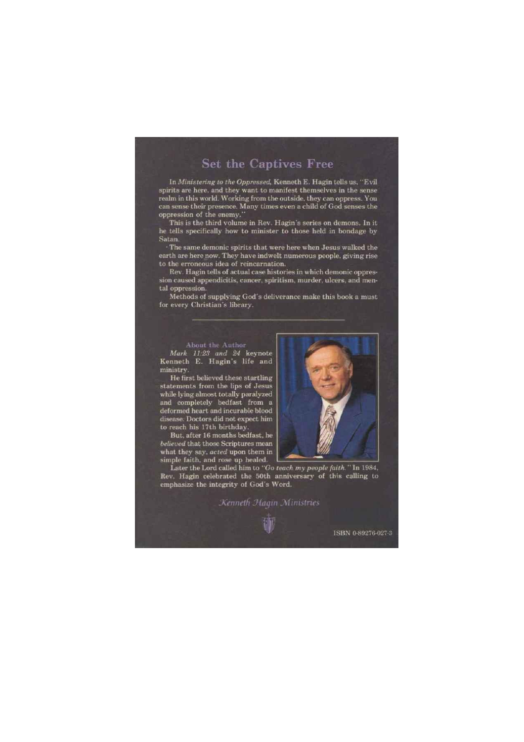# Set the Captives Free

In *Ministering to the Oppressed*, Kenneth E. Hagin tells us, "Evil spirits are here, and they want to manifest themselves in the sense realm in this world. Working from the outside, they can oppress. You can sense their presence. Many times even a child of God senses the oppression of the enemy."

This is the third volume in Rev. Hagin's series on demons. In it he tells specifically how to minister to those held in bondage by Satan.

The same demonic spirits that were here when Jesus walked the earth are here now. They have indwelt numerous people, giving rise to the erroneous idea of reincarnation.

Rev. Hagin tells of actual case histories in which demonic oppression caused appendicitis, cancer, spiritism, murder, ulcers, and mental oppression.

Methods of supplying God's deliverance make this book a must for every Christian's library.

---

## About the Author

*Mark 11:23 and 24* keynote Kenneth E. Hagin's life and ministry.

He first believed these startling statements from the lips of Jesus while lying almost totally paralyzed and completely bedfast from a deformed heart and incurable blood disease. Doctors did not expect him to reach his 17th birthday.

But, after 16 months bedfast, he *believed* that those Scriptures mean what they say, *acted* upon them in simple faith, and rose up healed.

Later the Lord called him to "*Go teach my people faith.*" In 1984, Rev. Hagin celebrated the 50th anniversary of this calling to emphasize the integrity of God's Word.

*Kenneth Hagin Ministries*

ISBN 0-89276-027-3